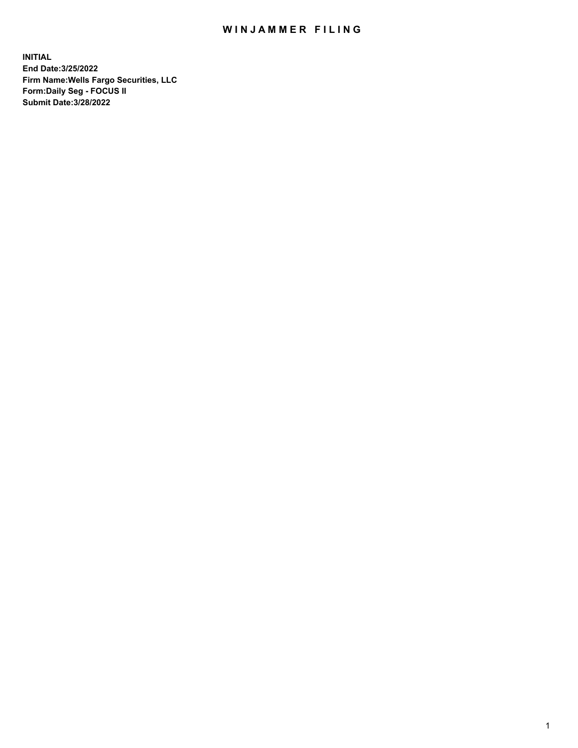# WINJAMMER FILING

**INITIAL**
**End Date:3/25/2022**
**Firm Name:Wells Fargo Securities, LLC**
**Form:Daily Seg - FOCUS II**
**Submit Date:3/28/2022**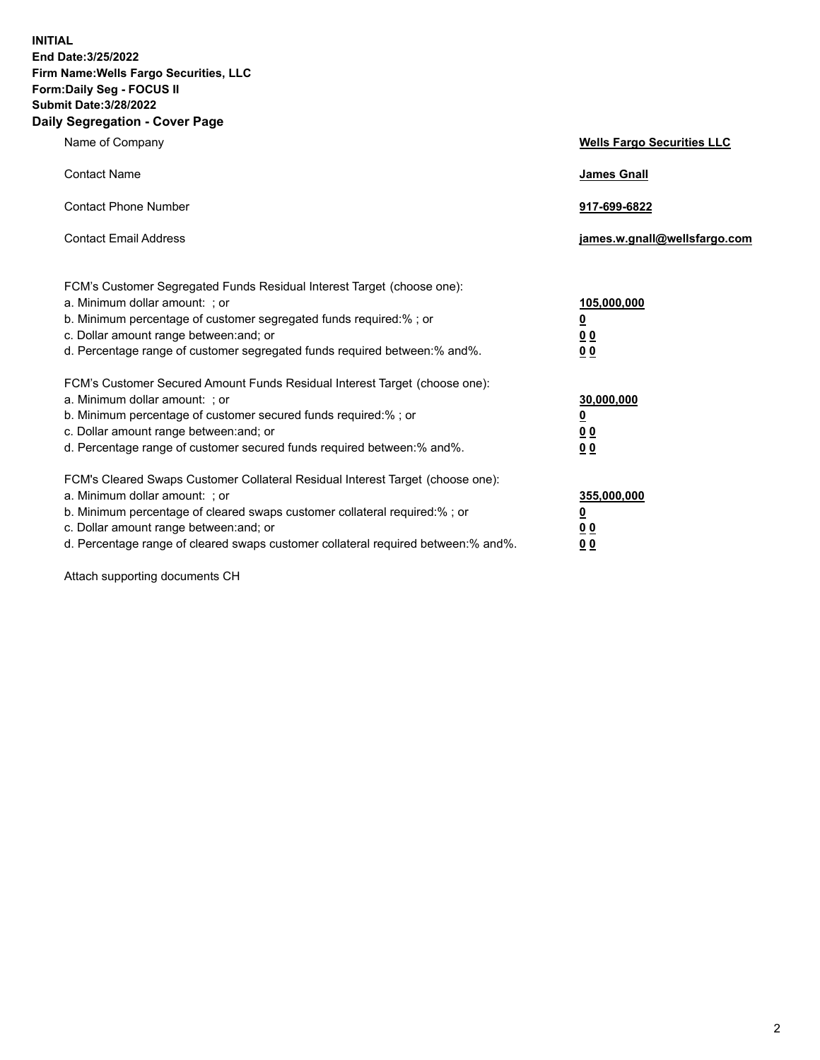**INITIAL**
**End Date:3/25/2022**
**Firm Name:Wells Fargo Securities, LLC**
**Form:Daily Seg - FOCUS II**
**Submit Date:3/28/2022**

## Daily Segregation - Cover Page

| | |
|---|---|
| Name of Company | **Wells Fargo Securities LLC** |
| Contact Name | **James Gnall** |
| Contact Phone Number | **917-699-6822** |
| Contact Email Address | **james.w.gnall@wellsfargo.com** |

| | |
|---|---|
| FCM's Customer Segregated Funds Residual Interest Target (choose one): | |
| a. Minimum dollar amount: ; or | **105,000,000** |
| b. Minimum percentage of customer segregated funds required:% ; or | **0** |
| c. Dollar amount range between:and; or | **0 0** |
| d. Percentage range of customer segregated funds required between:% and%. | **0 0** |
| FCM's Customer Secured Amount Funds Residual Interest Target (choose one): | |
| a. Minimum dollar amount: ; or | **30,000,000** |
| b. Minimum percentage of customer secured funds required:% ; or | **0** |
| c. Dollar amount range between:and; or | **0 0** |
| d. Percentage range of customer secured funds required between:% and%. | **0 0** |
| FCM's Cleared Swaps Customer Collateral Residual Interest Target (choose one): | |
| a. Minimum dollar amount: ; or | **355,000,000** |
| b. Minimum percentage of cleared swaps customer collateral required:% ; or | **0** |
| c. Dollar amount range between:and; or | **0 0** |
| d. Percentage range of cleared swaps customer collateral required between:% and%. | **0 0** |

Attach supporting documents CH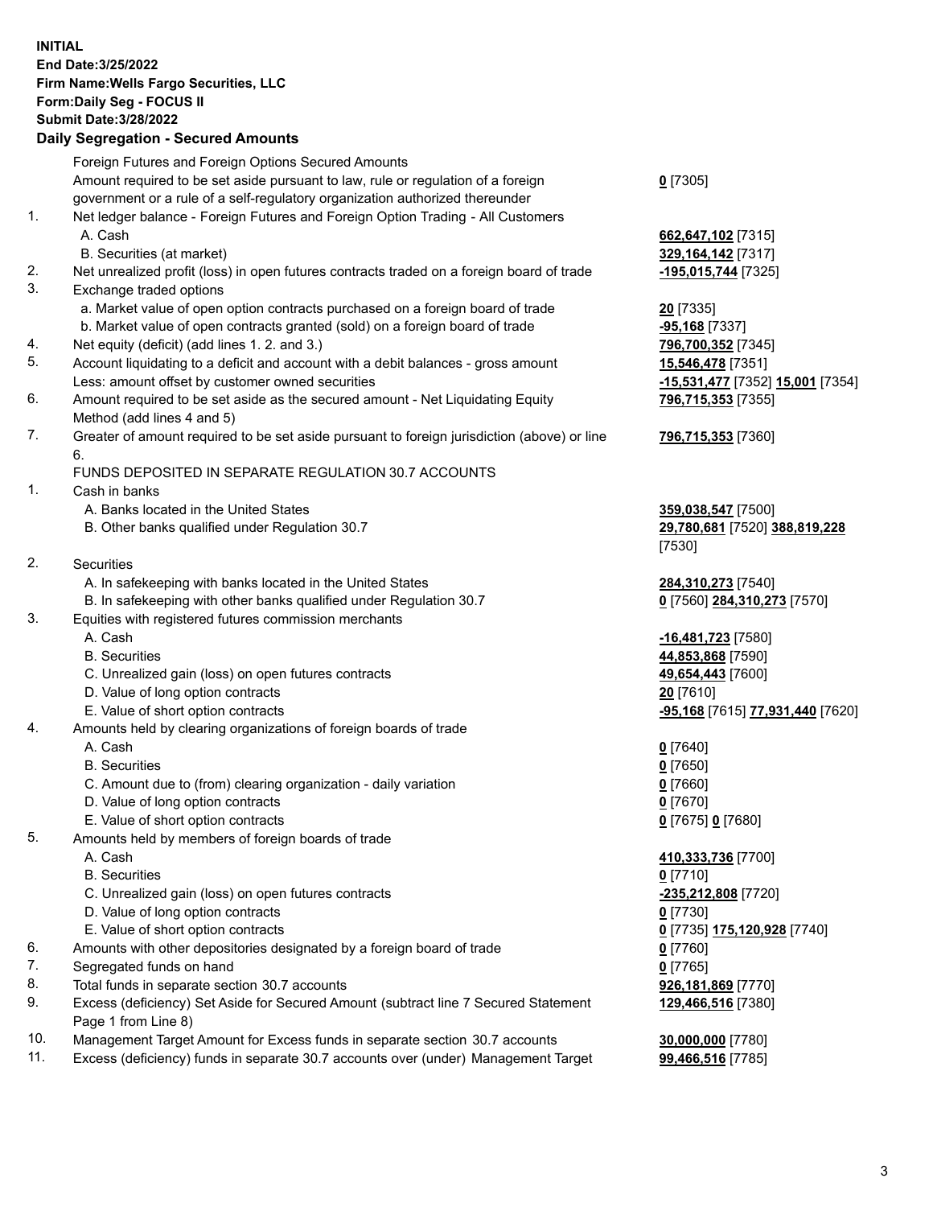**INITIAL**
**End Date:3/25/2022**
**Firm Name:Wells Fargo Securities, LLC**
**Form:Daily Seg - FOCUS II**
**Submit Date:3/28/2022**

## Daily Segregation - Secured Amounts

| | | |
|---|---|---|
| | Foreign Futures and Foreign Options Secured Amounts | |
| | Amount required to be set aside pursuant to law, rule or regulation of a foreign government or a rule of a self-regulatory organization authorized thereunder | **0** [7305] |
| 1. | Net ledger balance - Foreign Futures and Foreign Option Trading - All Customers | |
| | A. Cash | **662,647,102** [7315] |
| | B. Securities (at market) | **329,164,142** [7317] |
| 2. | Net unrealized profit (loss) in open futures contracts traded on a foreign board of trade | **-195,015,744** [7325] |
| 3. | Exchange traded options | |
| | a. Market value of open option contracts purchased on a foreign board of trade | **20** [7335] |
| | b. Market value of open contracts granted (sold) on a foreign board of trade | **-95,168** [7337] |
| 4. | Net equity (deficit) (add lines 1. 2. and 3.) | **796,700,352** [7345] |
| 5. | Account liquidating to a deficit and account with a debit balances - gross amount | **15,546,478** [7351] |
| | Less: amount offset by customer owned securities | **-15,531,477** [7352] **15,001** [7354] |
| 6. | Amount required to be set aside as the secured amount - Net Liquidating Equity Method (add lines 4 and 5) | **796,715,353** [7355] |
| 7. | Greater of amount required to be set aside pursuant to foreign jurisdiction (above) or line 6. | **796,715,353** [7360] |
| | FUNDS DEPOSITED IN SEPARATE REGULATION 30.7 ACCOUNTS | |
| 1. | Cash in banks | |
| | A. Banks located in the United States | **359,038,547** [7500] |
| | B. Other banks qualified under Regulation 30.7 | **29,780,681** [7520] **388,819,228** [7530] |
| 2. | Securities | |
| | A. In safekeeping with banks located in the United States | **284,310,273** [7540] |
| | B. In safekeeping with other banks qualified under Regulation 30.7 | **0** [7560] **284,310,273** [7570] |
| 3. | Equities with registered futures commission merchants | |
| | A. Cash | **-16,481,723** [7580] |
| | B. Securities | **44,853,868** [7590] |
| | C. Unrealized gain (loss) on open futures contracts | **49,654,443** [7600] |
| | D. Value of long option contracts | **20** [7610] |
| | E. Value of short option contracts | **-95,168** [7615] **77,931,440** [7620] |
| 4. | Amounts held by clearing organizations of foreign boards of trade | |
| | A. Cash | **0** [7640] |
| | B. Securities | **0** [7650] |
| | C. Amount due to (from) clearing organization - daily variation | **0** [7660] |
| | D. Value of long option contracts | **0** [7670] |
| | E. Value of short option contracts | **0** [7675] **0** [7680] |
| 5. | Amounts held by members of foreign boards of trade | |
| | A. Cash | **410,333,736** [7700] |
| | B. Securities | **0** [7710] |
| | C. Unrealized gain (loss) on open futures contracts | **-235,212,808** [7720] |
| | D. Value of long option contracts | **0** [7730] |
| | E. Value of short option contracts | **0** [7735] **175,120,928** [7740] |
| 6. | Amounts with other depositories designated by a foreign board of trade | **0** [7760] |
| 7. | Segregated funds on hand | **0** [7765] |
| 8. | Total funds in separate section 30.7 accounts | **926,181,869** [7770] |
| 9. | Excess (deficiency) Set Aside for Secured Amount (subtract line 7 Secured Statement Page 1 from Line 8) | **129,466,516** [7380] |
| 10. | Management Target Amount for Excess funds in separate section 30.7 accounts | **30,000,000** [7780] |
| 11. | Excess (deficiency) funds in separate 30.7 accounts over (under) Management Target | **99,466,516** [7785] |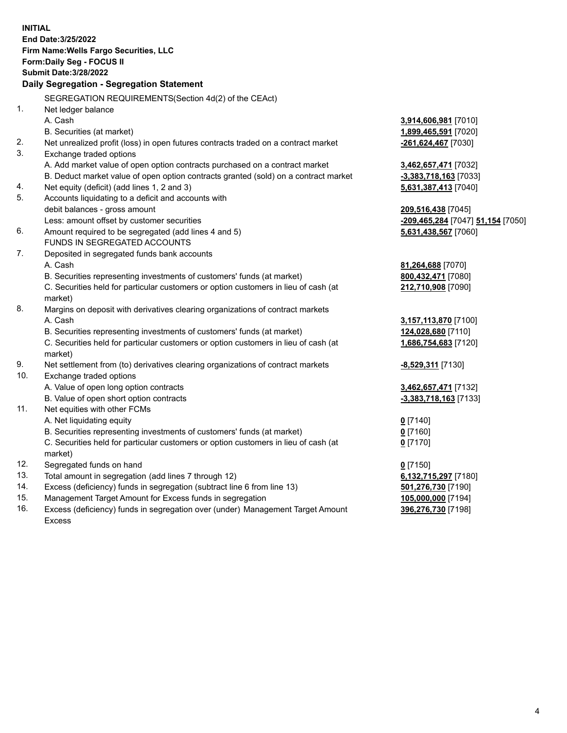**INITIAL**
**End Date:3/25/2022**
**Firm Name:Wells Fargo Securities, LLC**
**Form:Daily Seg - FOCUS II**
**Submit Date:3/28/2022**

## Daily Segregation - Segregation Statement

| | | |
|---|---|---|
| | SEGREGATION REQUIREMENTS(Section 4d(2) of the CEAct) | |
| 1. | Net ledger balance | |
| | A. Cash | **3,914,606,981** [7010] |
| | B. Securities (at market) | **1,899,465,591** [7020] |
| 2. | Net unrealized profit (loss) in open futures contracts traded on a contract market | **-261,624,467** [7030] |
| 3. | Exchange traded options | |
| | A. Add market value of open option contracts purchased on a contract market | **3,462,657,471** [7032] |
| | B. Deduct market value of open option contracts granted (sold) on a contract market | **-3,383,718,163** [7033] |
| 4. | Net equity (deficit) (add lines 1, 2 and 3) | **5,631,387,413** [7040] |
| 5. | Accounts liquidating to a deficit and accounts with debit balances - gross amount | **209,516,438** [7045] |
| | Less: amount offset by customer securities | **-209,465,284** [7047] **51,154** [7050] |
| 6. | Amount required to be segregated (add lines 4 and 5) | **5,631,438,567** [7060] |
| | FUNDS IN SEGREGATED ACCOUNTS | |
| 7. | Deposited in segregated funds bank accounts | |
| | A. Cash | **81,264,688** [7070] |
| | B. Securities representing investments of customers' funds (at market) | **800,432,471** [7080] |
| | C. Securities held for particular customers or option customers in lieu of cash (at market) | **212,710,908** [7090] |
| 8. | Margins on deposit with derivatives clearing organizations of contract markets | |
| | A. Cash | **3,157,113,870** [7100] |
| | B. Securities representing investments of customers' funds (at market) | **124,028,680** [7110] |
| | C. Securities held for particular customers or option customers in lieu of cash (at market) | **1,686,754,683** [7120] |
| 9. | Net settlement from (to) derivatives clearing organizations of contract markets | **-8,529,311** [7130] |
| 10. | Exchange traded options | |
| | A. Value of open long option contracts | **3,462,657,471** [7132] |
| | B. Value of open short option contracts | **-3,383,718,163** [7133] |
| 11. | Net equities with other FCMs | |
| | A. Net liquidating equity | **0** [7140] |
| | B. Securities representing investments of customers' funds (at market) | **0** [7160] |
| | C. Securities held for particular customers or option customers in lieu of cash (at market) | **0** [7170] |
| 12. | Segregated funds on hand | **0** [7150] |
| 13. | Total amount in segregation (add lines 7 through 12) | **6,132,715,297** [7180] |
| 14. | Excess (deficiency) funds in segregation (subtract line 6 from line 13) | **501,276,730** [7190] |
| 15. | Management Target Amount for Excess funds in segregation | **105,000,000** [7194] |
| 16. | Excess (deficiency) funds in segregation over (under) Management Target Amount Excess | **396,276,730** [7198] |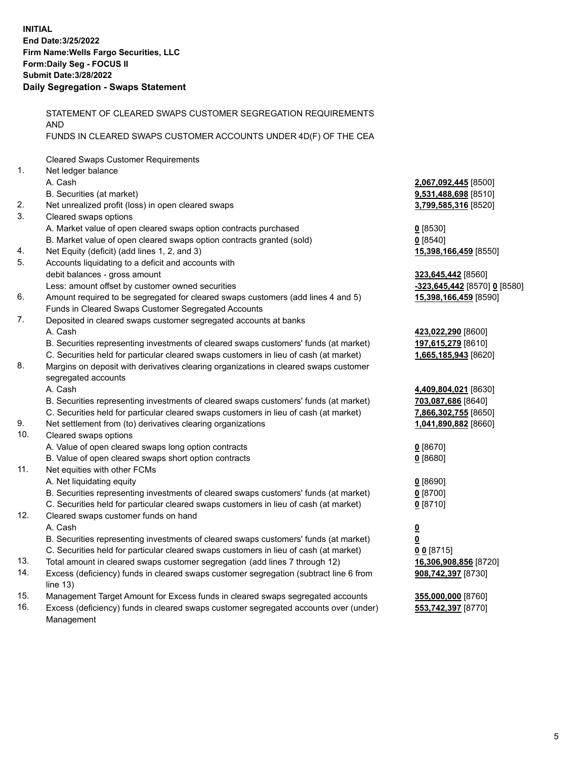**INITIAL**
**End Date:3/25/2022**
**Firm Name:Wells Fargo Securities, LLC**
**Form:Daily Seg - FOCUS II**
**Submit Date:3/28/2022**
**Daily Segregation - Swaps Statement**

STATEMENT OF CLEARED SWAPS CUSTOMER SEGREGATION REQUIREMENTS AND
FUNDS IN CLEARED SWAPS CUSTOMER ACCOUNTS UNDER 4D(F) OF THE CEA

| | | |
|---|---|---|
| | Cleared Swaps Customer Requirements | |
| 1. | Net ledger balance | |
| | A. Cash | **2,067,092,445** [8500] |
| | B. Securities (at market) | **9,531,488,698** [8510] |
| 2. | Net unrealized profit (loss) in open cleared swaps | **3,799,585,316** [8520] |
| 3. | Cleared swaps options | |
| | A. Market value of open cleared swaps option contracts purchased | **0** [8530] |
| | B. Market value of open cleared swaps option contracts granted (sold) | **0** [8540] |
| 4. | Net Equity (deficit) (add lines 1, 2, and 3) | **15,398,166,459** [8550] |
| 5. | Accounts liquidating to a deficit and accounts with debit balances - gross amount | **323,645,442** [8560] |
| | Less: amount offset by customer owned securities | **-323,645,442** [8570] **0** [8580] |
| 6. | Amount required to be segregated for cleared swaps customers (add lines 4 and 5) | **15,398,166,459** [8590] |
| | Funds in Cleared Swaps Customer Segregated Accounts | |
| 7. | Deposited in cleared swaps customer segregated accounts at banks | |
| | A. Cash | **423,022,290** [8600] |
| | B. Securities representing investments of cleared swaps customers' funds (at market) | **197,615,279** [8610] |
| | C. Securities held for particular cleared swaps customers in lieu of cash (at market) | **1,665,185,943** [8620] |
| 8. | Margins on deposit with derivatives clearing organizations in cleared swaps customer segregated accounts | |
| | A. Cash | **4,409,804,021** [8630] |
| | B. Securities representing investments of cleared swaps customers' funds (at market) | **703,087,686** [8640] |
| | C. Securities held for particular cleared swaps customers in lieu of cash (at market) | **7,866,302,755** [8650] |
| 9. | Net settlement from (to) derivatives clearing organizations | **1,041,890,882** [8660] |
| 10. | Cleared swaps options | |
| | A. Value of open cleared swaps long option contracts | **0** [8670] |
| | B. Value of open cleared swaps short option contracts | **0** [8680] |
| 11. | Net equities with other FCMs | |
| | A. Net liquidating equity | **0** [8690] |
| | B. Securities representing investments of cleared swaps customers' funds (at market) | **0** [8700] |
| | C. Securities held for particular cleared swaps customers in lieu of cash (at market) | **0** [8710] |
| 12. | Cleared swaps customer funds on hand | |
| | A. Cash | **0** |
| | B. Securities representing investments of cleared swaps customers' funds (at market) | **0** |
| | C. Securities held for particular cleared swaps customers in lieu of cash (at market) | **0** **0** [8715] |
| 13. | Total amount in cleared swaps customer segregation (add lines 7 through 12) | **16,306,908,856** [8720] |
| 14. | Excess (deficiency) funds in cleared swaps customer segregation (subtract line 6 from line 13) | **908,742,397** [8730] |
| 15. | Management Target Amount for Excess funds in cleared swaps segregated accounts | **355,000,000** [8760] |
| 16. | Excess (deficiency) funds in cleared swaps customer segregated accounts over (under) Management | **553,742,397** [8770] |